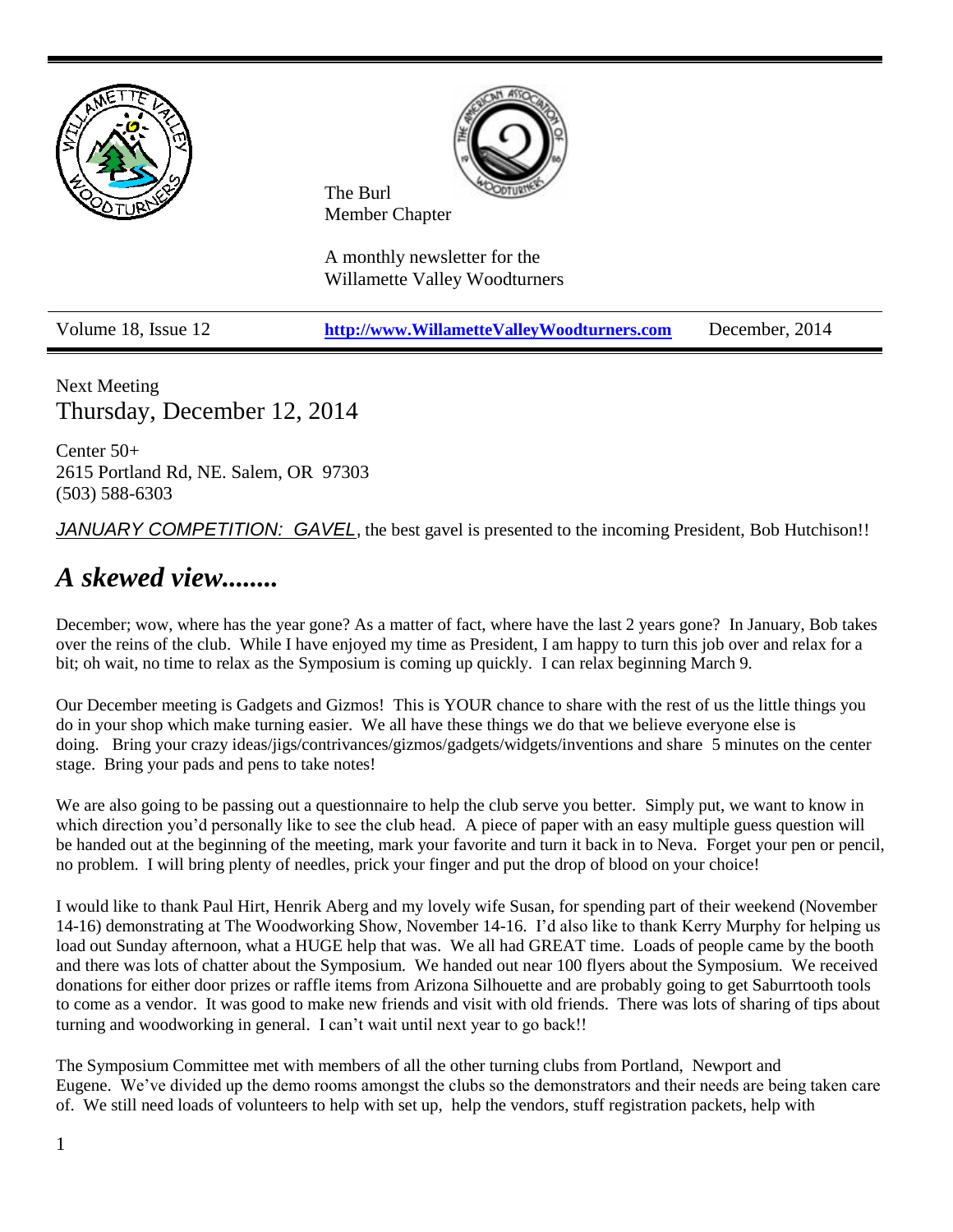The Burl
Member Chapter

A monthly newsletter for the
Willamette Valley Woodturners

Volume 18, Issue 12 | http://www.WillametteValleyWoodturners.com | December, 2014

Next Meeting

Thursday, December 12, 2014

Center 50+
2615 Portland Rd, NE. Salem, OR 97303
(503) 588-6303

*JANUARY COMPETITION: GAVEL*, the best gavel is presented to the incoming President, Bob Hutchison!!

## *A skewed view........*

December; wow, where has the year gone? As a matter of fact, where have the last 2 years gone? In January, Bob takes over the reins of the club. While I have enjoyed my time as President, I am happy to turn this job over and relax for a bit; oh wait, no time to relax as the Symposium is coming up quickly. I can relax beginning March 9.

Our December meeting is Gadgets and Gizmos! This is YOUR chance to share with the rest of us the little things you do in your shop which make turning easier. We all have these things we do that we believe everyone else is doing. Bring your crazy ideas/jigs/contrivances/gizmos/gadgets/widgets/inventions and share 5 minutes on the center stage. Bring your pads and pens to take notes!

We are also going to be passing out a questionnaire to help the club serve you better. Simply put, we want to know in which direction you'd personally like to see the club head. A piece of paper with an easy multiple guess question will be handed out at the beginning of the meeting, mark your favorite and turn it back in to Neva. Forget your pen or pencil, no problem. I will bring plenty of needles, prick your finger and put the drop of blood on your choice!

I would like to thank Paul Hirt, Henrik Aberg and my lovely wife Susan, for spending part of their weekend (November 14-16) demonstrating at The Woodworking Show, November 14-16. I'd also like to thank Kerry Murphy for helping us load out Sunday afternoon, what a HUGE help that was. We all had GREAT time. Loads of people came by the booth and there was lots of chatter about the Symposium. We handed out near 100 flyers about the Symposium. We received donations for either door prizes or raffle items from Arizona Silhouette and are probably going to get Saburrtooth tools to come as a vendor. It was good to make new friends and visit with old friends. There was lots of sharing of tips about turning and woodworking in general. I can't wait until next year to go back!!

The Symposium Committee met with members of all the other turning clubs from Portland, Newport and Eugene. We've divided up the demo rooms amongst the clubs so the demonstrators and their needs are being taken care of. We still need loads of volunteers to help with set up, help the vendors, stuff registration packets, help with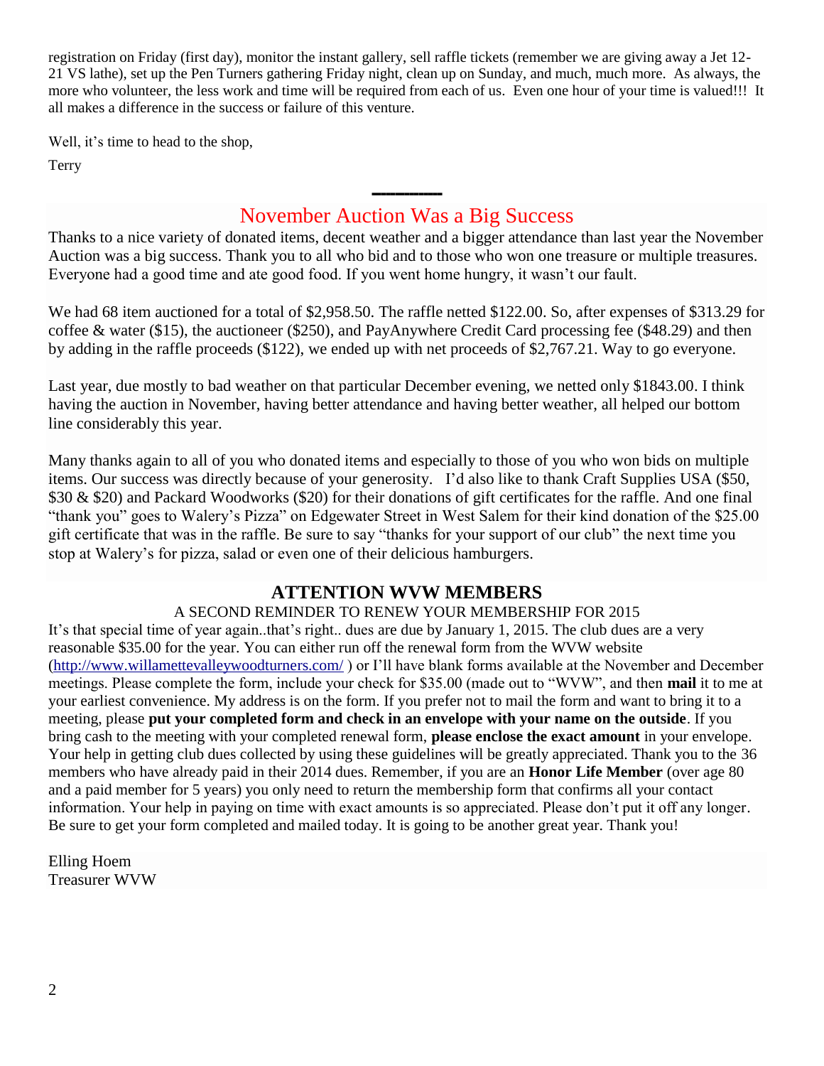registration on Friday (first day), monitor the instant gallery, sell raffle tickets (remember we are giving away a Jet 12-21 VS lathe), set up the Pen Turners gathering Friday night, clean up on Sunday, and much, much more. As always, the more who volunteer, the less work and time will be required from each of us. Even one hour of your time is valued!!! It all makes a difference in the success or failure of this venture.

Well, it's time to head to the shop,

Terry

---

## November Auction Was a Big Success

Thanks to a nice variety of donated items, decent weather and a bigger attendance than last year the November Auction was a big success. Thank you to all who bid and to those who won one treasure or multiple treasures. Everyone had a good time and ate good food. If you went home hungry, it wasn't our fault.

We had 68 item auctioned for a total of $2,958.50. The raffle netted $122.00. So, after expenses of $313.29 for coffee & water ($15), the auctioneer ($250), and PayAnywhere Credit Card processing fee ($48.29) and then by adding in the raffle proceeds ($122), we ended up with net proceeds of $2,767.21. Way to go everyone.

Last year, due mostly to bad weather on that particular December evening, we netted only $1843.00. I think having the auction in November, having better attendance and having better weather, all helped our bottom line considerably this year.

Many thanks again to all of you who donated items and especially to those of you who won bids on multiple items. Our success was directly because of your generosity. I'd also like to thank Craft Supplies USA ($50, $30 & $20) and Packard Woodworks ($20) for their donations of gift certificates for the raffle. And one final "thank you" goes to Walery's Pizza" on Edgewater Street in West Salem for their kind donation of the $25.00 gift certificate that was in the raffle. Be sure to say "thanks for your support of our club" the next time you stop at Walery's for pizza, salad or even one of their delicious hamburgers.

## ATTENTION WVW MEMBERS

A SECOND REMINDER TO RENEW YOUR MEMBERSHIP FOR 2015

It's that special time of year again..that's right.. dues are due by January 1, 2015. The club dues are a very reasonable $35.00 for the year. You can either run off the renewal form from the WVW website (http://www.willamettevalleywoodturners.com/ ) or I'll have blank forms available at the November and December meetings. Please complete the form, include your check for $35.00 (made out to "WVW", and then **mail** it to me at your earliest convenience. My address is on the form. If you prefer not to mail the form and want to bring it to a meeting, please **put your completed form and check in an envelope with your name on the outside**. If you bring cash to the meeting with your completed renewal form, **please enclose the exact amount** in your envelope. Your help in getting club dues collected by using these guidelines will be greatly appreciated. Thank you to the 36 members who have already paid in their 2014 dues. Remember, if you are an **Honor Life Member** (over age 80 and a paid member for 5 years) you only need to return the membership form that confirms all your contact information. Your help in paying on time with exact amounts is so appreciated. Please don't put it off any longer. Be sure to get your form completed and mailed today. It is going to be another great year. Thank you!

Elling Hoem
Treasurer WVW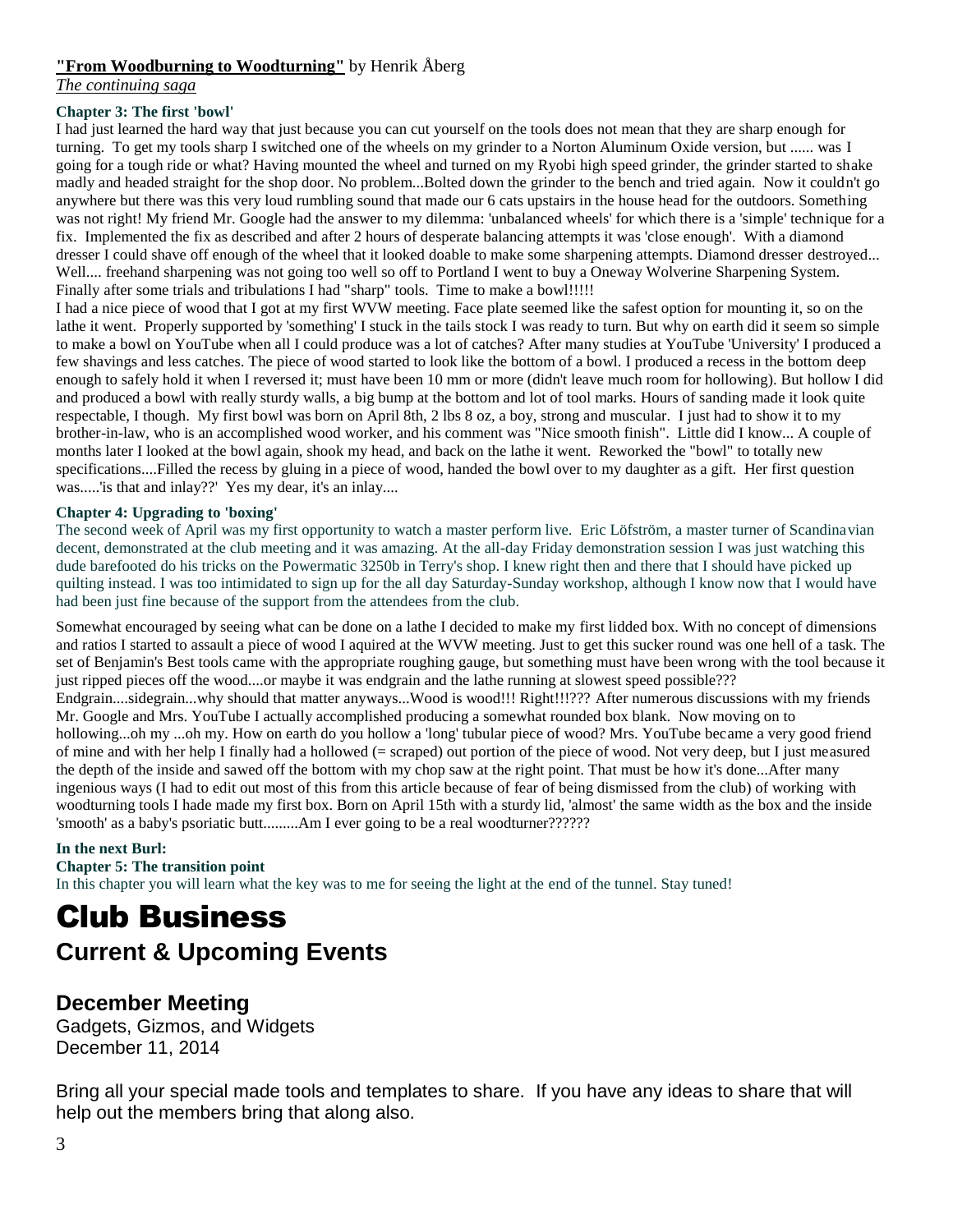**"From Woodburning to Woodturning"** by Henrik Åberg

*The continuing saga*

**Chapter 3: The first 'bowl'**

I had just learned the hard way that just because you can cut yourself on the tools does not mean that they are sharp enough for turning. To get my tools sharp I switched one of the wheels on my grinder to a Norton Aluminum Oxide version, but ...... was I going for a tough ride or what? Having mounted the wheel and turned on my Ryobi high speed grinder, the grinder started to shake madly and headed straight for the shop door. No problem...Bolted down the grinder to the bench and tried again. Now it couldn't go anywhere but there was this very loud rumbling sound that made our 6 cats upstairs in the house head for the outdoors. Something was not right! My friend Mr. Google had the answer to my dilemma: 'unbalanced wheels' for which there is a 'simple' technique for a fix. Implemented the fix as described and after 2 hours of desperate balancing attempts it was 'close enough'. With a diamond dresser I could shave off enough of the wheel that it looked doable to make some sharpening attempts. Diamond dresser destroyed... Well.... freehand sharpening was not going too well so off to Portland I went to buy a Oneway Wolverine Sharpening System. Finally after some trials and tribulations I had "sharp" tools. Time to make a bowl!!!!!

I had a nice piece of wood that I got at my first WVW meeting. Face plate seemed like the safest option for mounting it, so on the lathe it went. Properly supported by 'something' I stuck in the tails stock I was ready to turn. But why on earth did it seem so simple to make a bowl on YouTube when all I could produce was a lot of catches? After many studies at YouTube 'University' I produced a few shavings and less catches. The piece of wood started to look like the bottom of a bowl. I produced a recess in the bottom deep enough to safely hold it when I reversed it; must have been 10 mm or more (didn't leave much room for hollowing). But hollow I did and produced a bowl with really sturdy walls, a big bump at the bottom and lot of tool marks. Hours of sanding made it look quite respectable, I though. My first bowl was born on April 8th, 2 lbs 8 oz, a boy, strong and muscular. I just had to show it to my brother-in-law, who is an accomplished wood worker, and his comment was "Nice smooth finish". Little did I know... A couple of months later I looked at the bowl again, shook my head, and back on the lathe it went. Reworked the "bowl" to totally new specifications....Filled the recess by gluing in a piece of wood, handed the bowl over to my daughter as a gift. Her first question was.....'is that and inlay??' Yes my dear, it's an inlay....

**Chapter 4: Upgrading to 'boxing'**

The second week of April was my first opportunity to watch a master perform live. Eric Löfström, a master turner of Scandinavian decent, demonstrated at the club meeting and it was amazing. At the all-day Friday demonstration session I was just watching this dude barefooted do his tricks on the Powermatic 3250b in Terry's shop. I knew right then and there that I should have picked up quilting instead. I was too intimidated to sign up for the all day Saturday-Sunday workshop, although I know now that I would have had been just fine because of the support from the attendees from the club.

Somewhat encouraged by seeing what can be done on a lathe I decided to make my first lidded box. With no concept of dimensions and ratios I started to assault a piece of wood I aquired at the WVW meeting. Just to get this sucker round was one hell of a task. The set of Benjamin's Best tools came with the appropriate roughing gauge, but something must have been wrong with the tool because it just ripped pieces off the wood....or maybe it was endgrain and the lathe running at slowest speed possible??? Endgrain....sidegrain...why should that matter anyways...Wood is wood!!! Right!!!??? After numerous discussions with my friends Mr. Google and Mrs. YouTube I actually accomplished producing a somewhat rounded box blank. Now moving on to hollowing...oh my ...oh my. How on earth do you hollow a 'long' tubular piece of wood? Mrs. YouTube became a very good friend of mine and with her help I finally had a hollowed (= scraped) out portion of the piece of wood. Not very deep, but I just measured the depth of the inside and sawed off the bottom with my chop saw at the right point. That must be how it's done...After many ingenious ways (I had to edit out most of this from this article because of fear of being dismissed from the club) of working with woodturning tools I hade made my first box. Born on April 15th with a sturdy lid, 'almost' the same width as the box and the inside 'smooth' as a baby's psoriatic butt.........Am I ever going to be a real woodturner??????

**In the next Burl:**

**Chapter 5: The transition point**

In this chapter you will learn what the key was to me for seeing the light at the end of the tunnel. Stay tuned!

# Club Business

## Current & Upcoming Events

### December Meeting

Gadgets, Gizmos, and Widgets
December 11, 2014

Bring all your special made tools and templates to share. If you have any ideas to share that will help out the members bring that along also.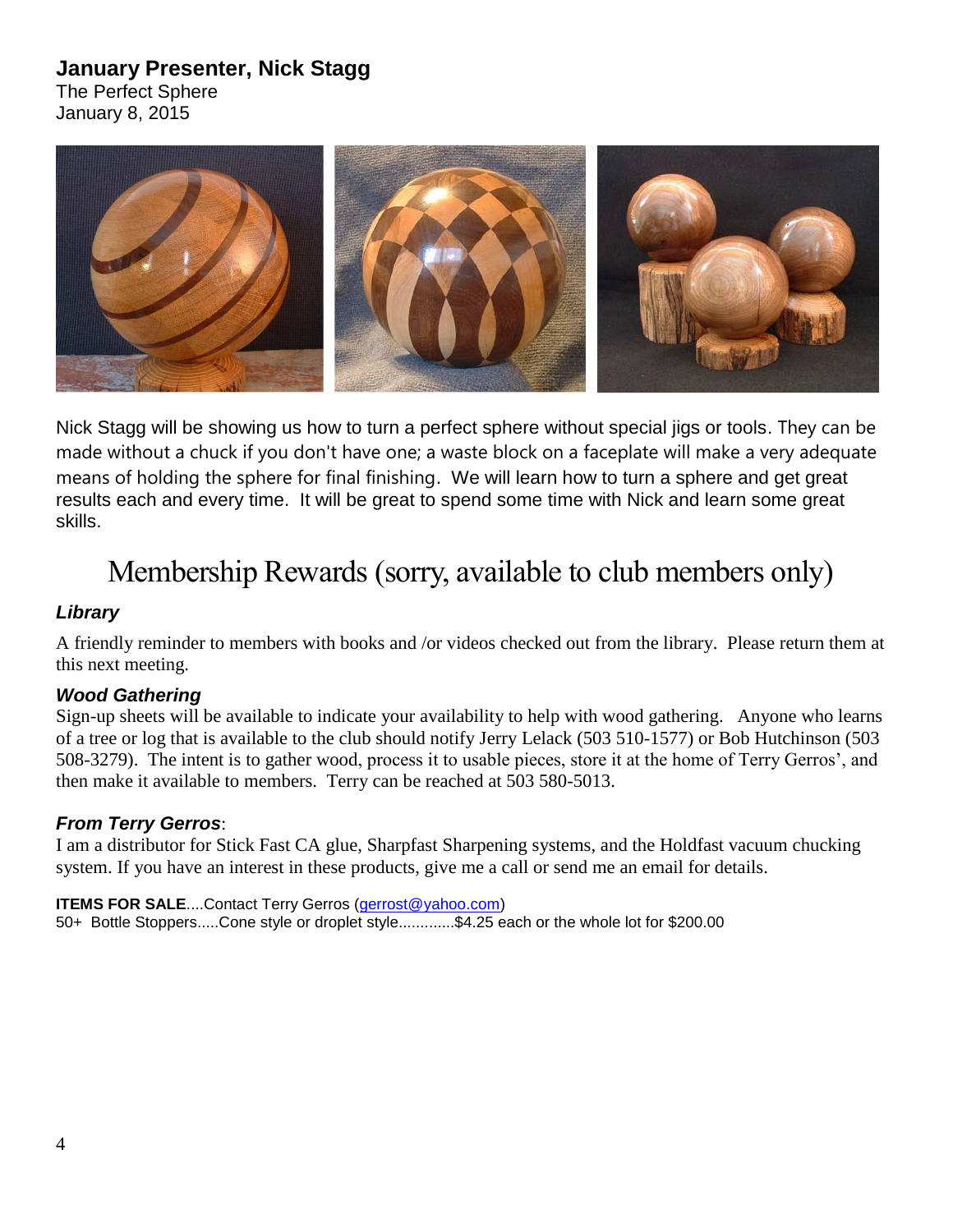## January Presenter, Nick Stagg

The Perfect Sphere
January 8, 2015

Nick Stagg will be showing us how to turn a perfect sphere without special jigs or tools. They can be made without a chuck if you don't have one; a waste block on a faceplate will make a very adequate means of holding the sphere for final finishing. We will learn how to turn a sphere and get great results each and every time. It will be great to spend some time with Nick and learn some great skills.

# Membership Rewards (sorry, available to club members only)

### *Library*

A friendly reminder to members with books and /or videos checked out from the library. Please return them at this next meeting.

### *Wood Gathering*

Sign-up sheets will be available to indicate your availability to help with wood gathering. Anyone who learns of a tree or log that is available to the club should notify Jerry Lelack (503 510-1577) or Bob Hutchinson (503 508-3279). The intent is to gather wood, process it to usable pieces, store it at the home of Terry Gerros', and then make it available to members. Terry can be reached at 503 580-5013.

### *From Terry Gerros*:

I am a distributor for Stick Fast CA glue, Sharpfast Sharpening systems, and the Holdfast vacuum chucking system. If you have an interest in these products, give me a call or send me an email for details.

**ITEMS FOR SALE**....Contact Terry Gerros (gerrost@yahoo.com)
50+ Bottle Stoppers.....Cone style or droplet style.............$4.25 each or the whole lot for $200.00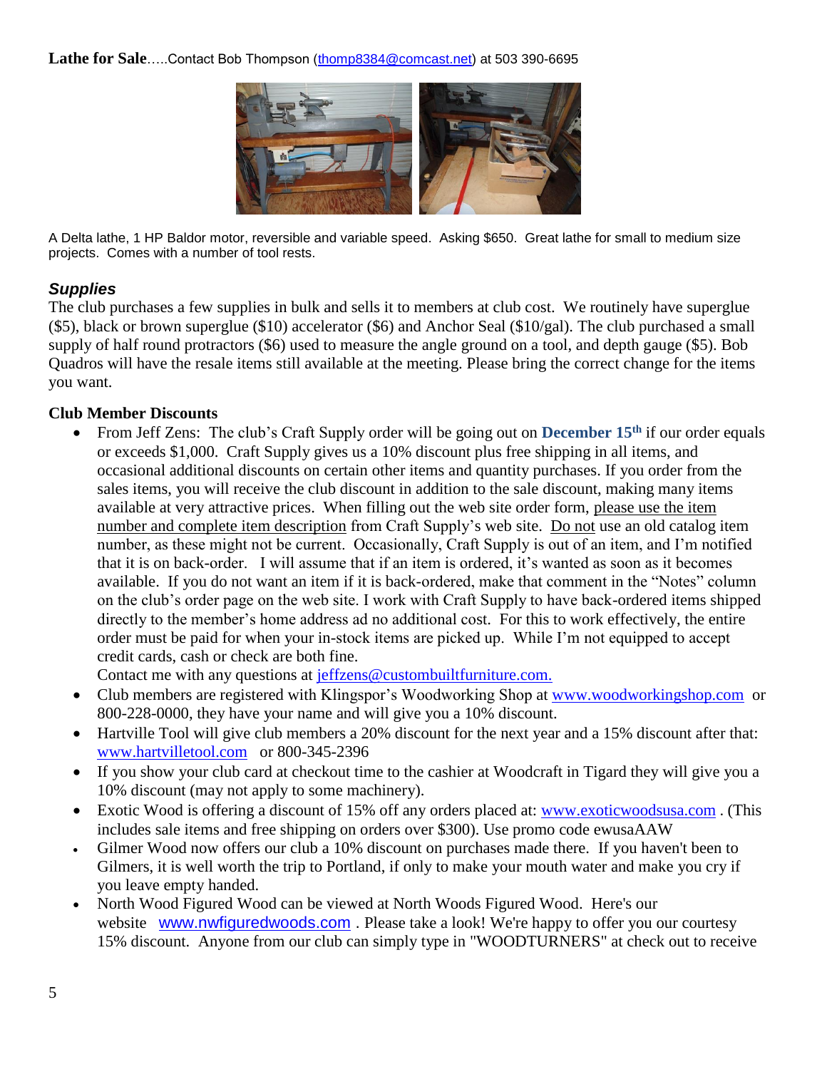**Lathe for Sale**…..Contact Bob Thompson (thomp8384@comcast.net) at 503 390-6695

A Delta lathe, 1 HP Baldor motor, reversible and variable speed. Asking $650. Great lathe for small to medium size projects. Comes with a number of tool rests.

### *Supplies*

The club purchases a few supplies in bulk and sells it to members at club cost. We routinely have superglue ($5), black or brown superglue ($10) accelerator ($6) and Anchor Seal ($10/gal). The club purchased a small supply of half round protractors ($6) used to measure the angle ground on a tool, and depth gauge ($5). Bob Quadros will have the resale items still available at the meeting. Please bring the correct change for the items you want.

### Club Member Discounts

- From Jeff Zens: The club's Craft Supply order will be going out on **December 15th** if our order equals or exceeds $1,000. Craft Supply gives us a 10% discount plus free shipping in all items, and occasional additional discounts on certain other items and quantity purchases. If you order from the sales items, you will receive the club discount in addition to the sale discount, making many items available at very attractive prices. When filling out the web site order form, please use the item number and complete item description from Craft Supply's web site. Do not use an old catalog item number, as these might not be current. Occasionally, Craft Supply is out of an item, and I'm notified that it is on back-order. I will assume that if an item is ordered, it's wanted as soon as it becomes available. If you do not want an item if it is back-ordered, make that comment in the "Notes" column on the club's order page on the web site. I work with Craft Supply to have back-ordered items shipped directly to the member's home address ad no additional cost. For this to work effectively, the entire order must be paid for when your in-stock items are picked up. While I'm not equipped to accept credit cards, cash or check are both fine.
  Contact me with any questions at jeffzens@custombuiltfurniture.com.
- Club members are registered with Klingspor's Woodworking Shop at www.woodworkingshop.com or 800-228-0000, they have your name and will give you a 10% discount.
- Hartville Tool will give club members a 20% discount for the next year and a 15% discount after that: www.hartvilletool.com or 800-345-2396
- If you show your club card at checkout time to the cashier at Woodcraft in Tigard they will give you a 10% discount (may not apply to some machinery).
- Exotic Wood is offering a discount of 15% off any orders placed at: www.exoticwoodsusa.com . (This includes sale items and free shipping on orders over $300). Use promo code ewusaAAW
- Gilmer Wood now offers our club a 10% discount on purchases made there. If you haven't been to Gilmers, it is well worth the trip to Portland, if only to make your mouth water and make you cry if you leave empty handed.
- North Wood Figured Wood can be viewed at North Woods Figured Wood. Here's our website www.nwfiguredwoods.com . Please take a look! We're happy to offer you our courtesy 15% discount. Anyone from our club can simply type in "WOODTURNERS" at check out to receive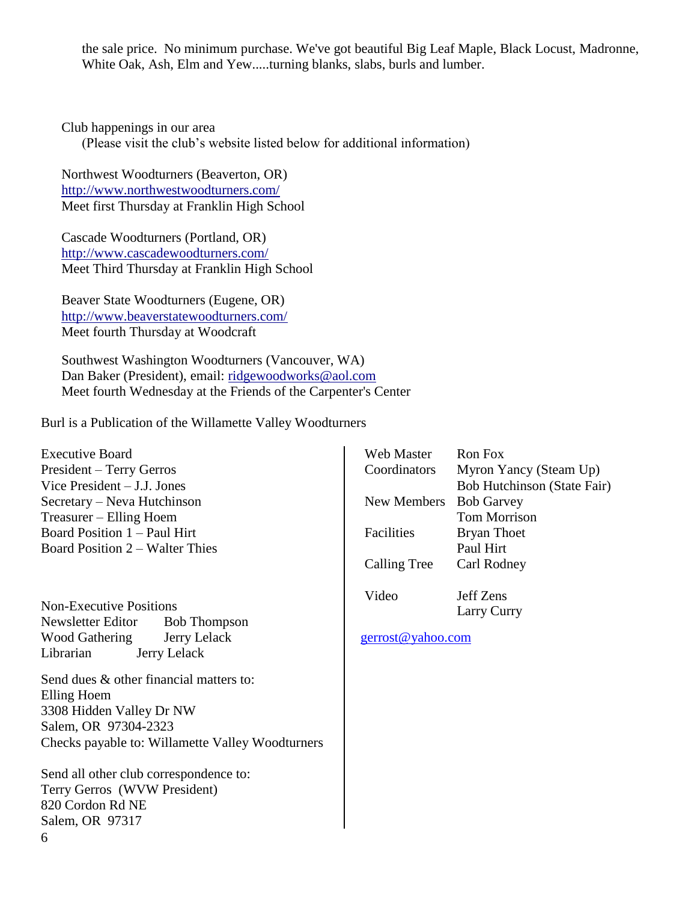the sale price. No minimum purchase. We've got beautiful Big Leaf Maple, Black Locust, Madronne, White Oak, Ash, Elm and Yew.....turning blanks, slabs, burls and lumber.

Club happenings in our area
(Please visit the club's website listed below for additional information)

Northwest Woodturners (Beaverton, OR)
http://www.northwestwoodturners.com/
Meet first Thursday at Franklin High School

Cascade Woodturners (Portland, OR)
http://www.cascadewoodturners.com/
Meet Third Thursday at Franklin High School

Beaver State Woodturners (Eugene, OR)
http://www.beaverstatewoodturners.com/
Meet fourth Thursday at Woodcraft

Southwest Washington Woodturners (Vancouver, WA)
Dan Baker (President), email: ridgewoodworks@aol.com
Meet fourth Wednesday at the Friends of the Carpenter's Center

Burl is a Publication of the Willamette Valley Woodturners

Executive Board
President – Terry Gerros
Vice President – J.J. Jones
Secretary – Neva Hutchinson
Treasurer – Elling Hoem
Board Position 1 – Paul Hirt
Board Position 2 – Walter Thies

Non-Executive Positions

| | |
|---|---|
| Newsletter Editor | Bob Thompson |
| Wood Gathering | Jerry Lelack |
| Librarian | Jerry Lelack |
| Web Master | Ron Fox |
| Coordinators | Myron Yancy (Steam Up) |
| | Bob Hutchinson (State Fair) |
| New Members | Bob Garvey |
| | Tom Morrison |
| Facilities | Bryan Thoet |
| | Paul Hirt |
| Calling Tree | Carl Rodney |
| Video | Jeff Zens |
| | Larry Curry |

gerrost@yahoo.com

Send dues & other financial matters to:
Elling Hoem
3308 Hidden Valley Dr NW
Salem, OR 97304-2323
Checks payable to: Willamette Valley Woodturners

Send all other club correspondence to:
Terry Gerros (WVW President)
820 Cordon Rd NE
Salem, OR 97317